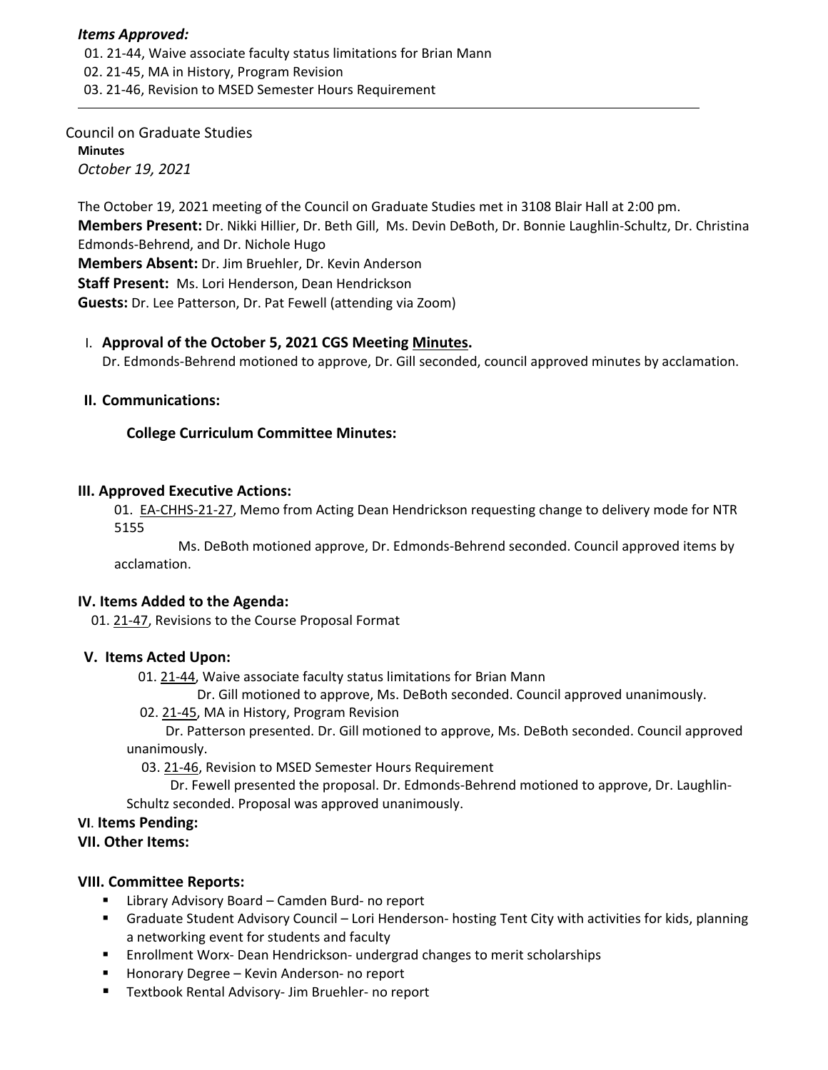***Items Approved:***

01. 21-44, Waive associate faculty status limitations for Brian Mann
02. 21-45, MA in History, Program Revision
03. 21-46, Revision to MSED Semester Hours Requirement

---

Council on Graduate Studies

**Minutes**

*October 19, 2021*

The October 19, 2021 meeting of the Council on Graduate Studies met in 3108 Blair Hall at 2:00 pm.

**Members Present:** Dr. Nikki Hillier, Dr. Beth Gill, Ms. Devin DeBoth, Dr. Bonnie Laughlin-Schultz, Dr. Christina Edmonds-Behrend, and Dr. Nichole Hugo

**Members Absent:** Dr. Jim Bruehler, Dr. Kevin Anderson

**Staff Present:** Ms. Lori Henderson, Dean Hendrickson

**Guests:** Dr. Lee Patterson, Dr. Pat Fewell (attending via Zoom)

## I. Approval of the October 5, 2021 CGS Meeting Minutes.

Dr. Edmonds-Behrend motioned to approve, Dr. Gill seconded, council approved minutes by acclamation.

## II. Communications:

### College Curriculum Committee Minutes:

## III. Approved Executive Actions:

01. EA-CHHS-21-27, Memo from Acting Dean Hendrickson requesting change to delivery mode for NTR 5155

Ms. DeBoth motioned approve, Dr. Edmonds-Behrend seconded. Council approved items by acclamation.

## IV. Items Added to the Agenda:

01. 21-47, Revisions to the Course Proposal Format

## V. Items Acted Upon:

01. 21-44, Waive associate faculty status limitations for Brian Mann

Dr. Gill motioned to approve, Ms. DeBoth seconded. Council approved unanimously.

02. 21-45, MA in History, Program Revision

Dr. Patterson presented. Dr. Gill motioned to approve, Ms. DeBoth seconded. Council approved unanimously.

03. 21-46, Revision to MSED Semester Hours Requirement

Dr. Fewell presented the proposal. Dr. Edmonds-Behrend motioned to approve, Dr. Laughlin-Schultz seconded. Proposal was approved unanimously.

## VI. Items Pending:

## VII. Other Items:

## VIII. Committee Reports:

- Library Advisory Board – Camden Burd- no report
- Graduate Student Advisory Council – Lori Henderson- hosting Tent City with activities for kids, planning a networking event for students and faculty
- Enrollment Worx- Dean Hendrickson- undergrad changes to merit scholarships
- Honorary Degree – Kevin Anderson- no report
- Textbook Rental Advisory- Jim Bruehler- no report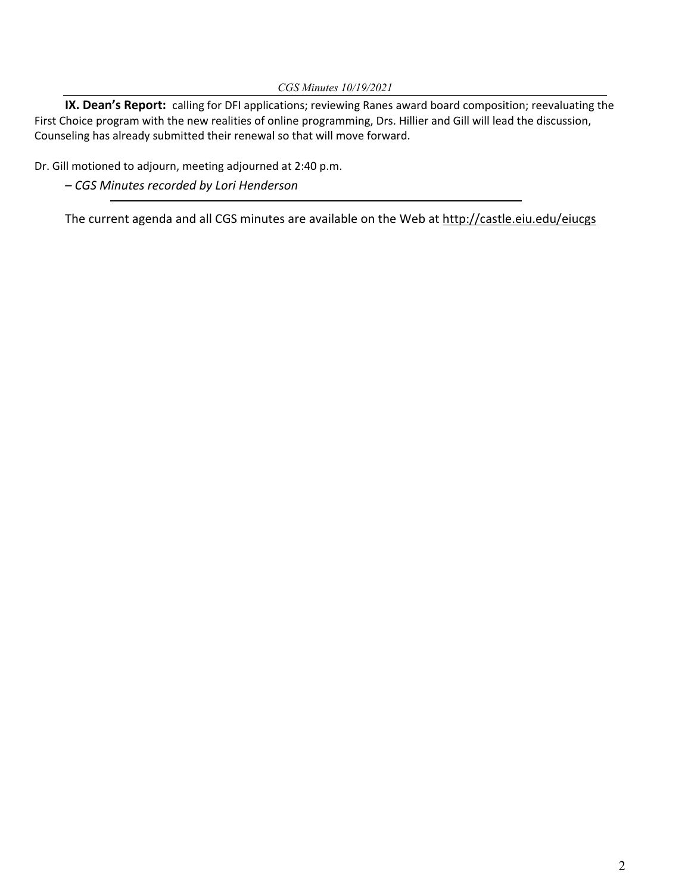**IX. Dean's Report:** calling for DFI applications; reviewing Ranes award board composition; reevaluating the First Choice program with the new realities of online programming, Drs. Hillier and Gill will lead the discussion, Counseling has already submitted their renewal so that will move forward.

Dr. Gill motioned to adjourn, meeting adjourned at 2:40 p.m.

*– CGS Minutes recorded by Lori Henderson*

---

The current agenda and all CGS minutes are available on the Web at http://castle.eiu.edu/eiucgs